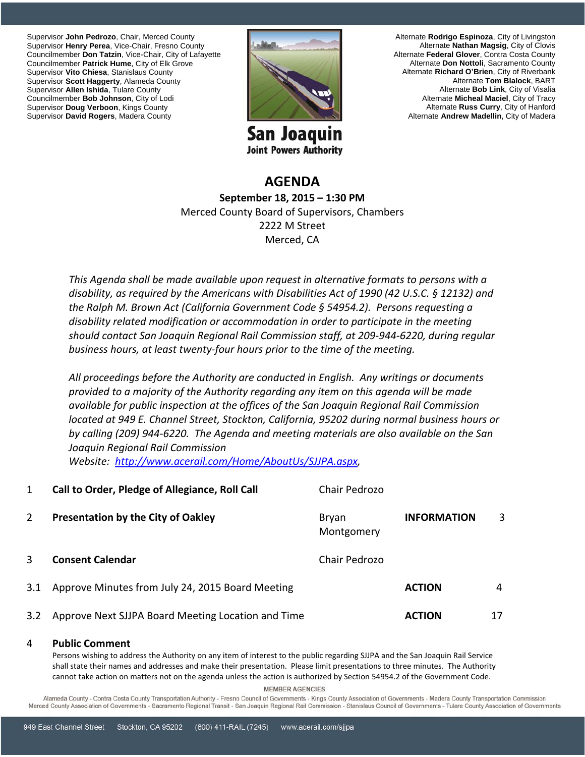Supervisor **John Pedrozo**, Chair, Merced County
Supervisor **Henry Perea**, Vice-Chair, Fresno County
Councilmember **Don Tatzin**, Vice-Chair, City of Lafayette
Councilmember **Patrick Hume**, City of Elk Grove
Supervisor **Vito Chiesa**, Stanislaus County
Supervisor **Scott Haggerty**, Alameda County
Supervisor **Allen Ishida**, Tulare County
Councilmember **Bob Johnson**, City of Lodi
Supervisor **Doug Verboon**, Kings County
Supervisor **David Rogers**, Madera County

**San Joaquin**
**Joint Powers Authority**

Alternate **Rodrigo Espinoza**, City of Livingston
Alternate **Nathan Magsig**, City of Clovis
Alternate **Federal Glover**, Contra Costa County
Alternate **Don Nottoli**, Sacramento County
Alternate **Richard O'Brien**, City of Riverbank
Alternate **Tom Blalock**, BART
Alternate **Bob Link**, City of Visalia
Alternate **Micheal Maciel**, City of Tracy
Alternate **Russ Curry**, City of Hanford
Alternate **Andrew Madellin**, City of Madera

# AGENDA

**September 18, 2015 – 1:30 PM**
Merced County Board of Supervisors, Chambers
2222 M Street
Merced, CA

*This Agenda shall be made available upon request in alternative formats to persons with a disability, as required by the Americans with Disabilities Act of 1990 (42 U.S.C. § 12132) and the Ralph M. Brown Act (California Government Code § 54954.2). Persons requesting a disability related modification or accommodation in order to participate in the meeting should contact San Joaquin Regional Rail Commission staff, at 209-944-6220, during regular business hours, at least twenty-four hours prior to the time of the meeting.*

*All proceedings before the Authority are conducted in English. Any writings or documents provided to a majority of the Authority regarding any item on this agenda will be made available for public inspection at the offices of the San Joaquin Regional Rail Commission located at 949 E. Channel Street, Stockton, California, 95202 during normal business hours or by calling (209) 944-6220. The Agenda and meeting materials are also available on the San Joaquin Regional Rail Commission Website: [http://www.acerail.com/Home/AboutUs/SJJPA.aspx](http://www.acerail.com/Home/AboutUs/SJJPA.aspx),*

| | | | | |
|---|---|---|---|---|
| 1 | **Call to Order, Pledge of Allegiance, Roll Call** | Chair Pedrozo | | |
| 2 | **Presentation by the City of Oakley** | Bryan Montgomery | **INFORMATION** | 3 |
| 3 | **Consent Calendar** | Chair Pedrozo | | |
| 3.1 | Approve Minutes from July 24, 2015 Board Meeting | | **ACTION** | 4 |
| 3.2 | Approve Next SJJPA Board Meeting Location and Time | | **ACTION** | 17 |

4 **Public Comment**
Persons wishing to address the Authority on any item of interest to the public regarding SJJPA and the San Joaquin Rail Service shall state their names and addresses and make their presentation. Please limit presentations to three minutes. The Authority cannot take action on matters not on the agenda unless the action is authorized by Section 54954.2 of the Government Code.

MEMBER AGENCIES
Alameda County - Contra Costa County Transportation Authority - Fresno Council of Governments - Kings County Association of Governments - Madera County Transportation Commission
Merced County Association of Governments - Sacramento Regional Transit - San Joaquin Regional Rail Commission - Stanislaus Council of Governments - Tulare County Association of Governments

949 East Channel Street Stockton, CA 95202 (800) 411-RAIL (7245) www.acerail.com/sjjpa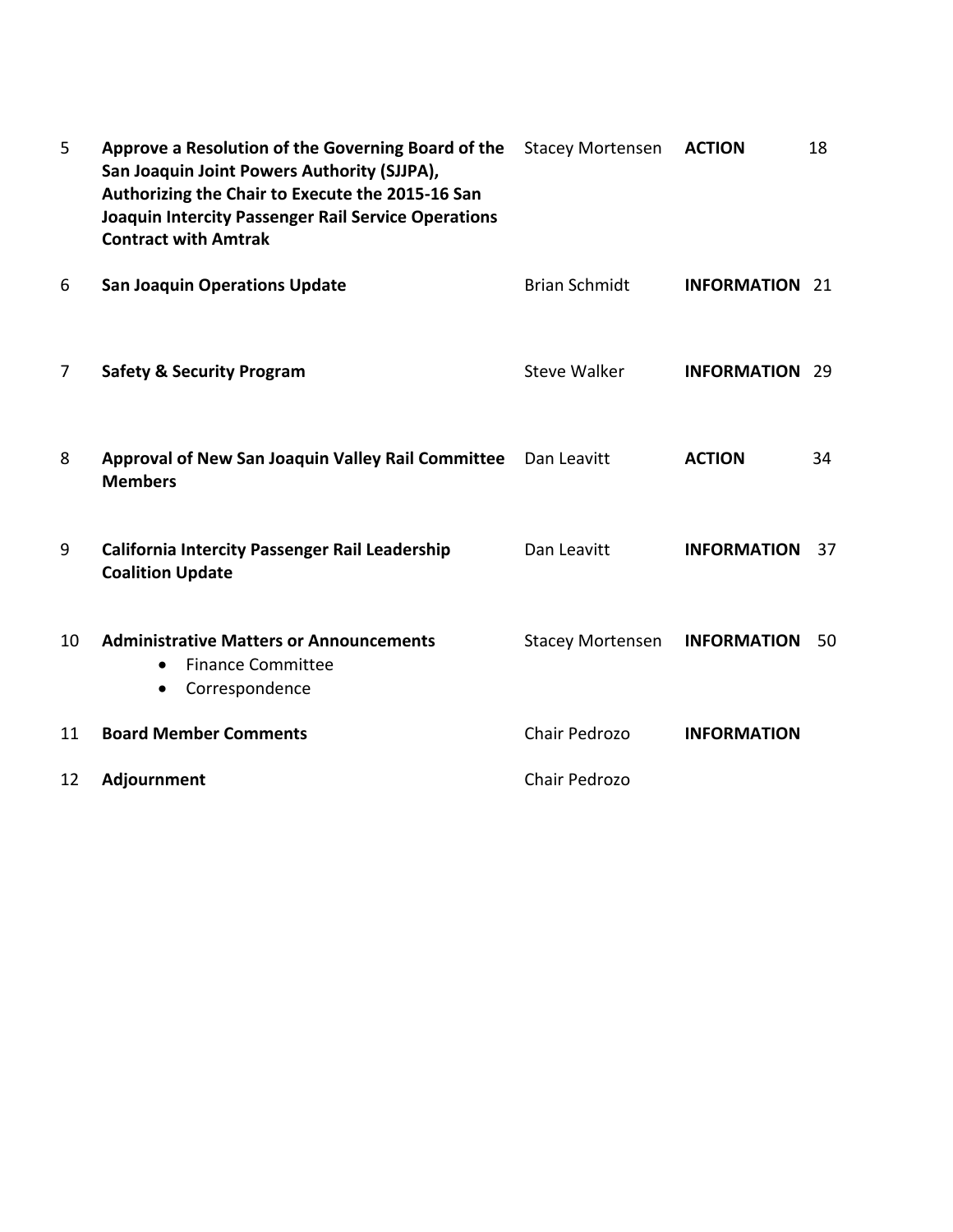| | | | | |
|---|---|---|---|---|
| 5 | **Approve a Resolution of the Governing Board of the San Joaquin Joint Powers Authority (SJJPA), Authorizing the Chair to Execute the 2015-16 San Joaquin Intercity Passenger Rail Service Operations Contract with Amtrak** | Stacey Mortensen | **ACTION** | 18 |
| 6 | **San Joaquin Operations Update** | Brian Schmidt | **INFORMATION** | 21 |
| 7 | **Safety & Security Program** | Steve Walker | **INFORMATION** | 29 |
| 8 | **Approval of New San Joaquin Valley Rail Committee Members** | Dan Leavitt | **ACTION** | 34 |
| 9 | **California Intercity Passenger Rail Leadership Coalition Update** | Dan Leavitt | **INFORMATION** | 37 |
| 10 | **Administrative Matters or Announcements**<br>• Finance Committee<br>• Correspondence | Stacey Mortensen | **INFORMATION** | 50 |
| 11 | **Board Member Comments** | Chair Pedrozo | **INFORMATION** | |
| 12 | **Adjournment** | Chair Pedrozo | | |